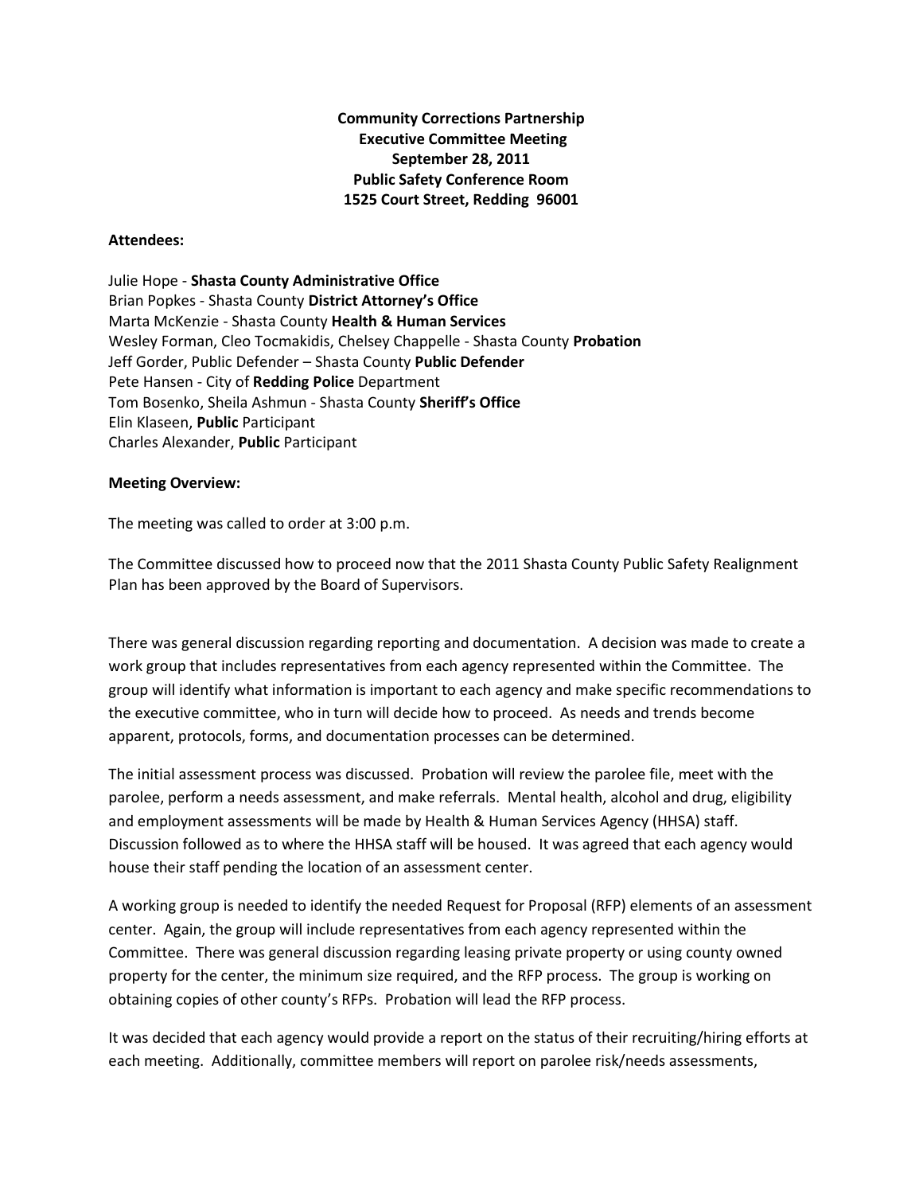**Community Corrections Partnership**
**Executive Committee Meeting**
**September 28, 2011**
**Public Safety Conference Room**
**1525 Court Street, Redding 96001**

**Attendees:**

Julie Hope - **Shasta County Administrative Office**
Brian Popkes - Shasta County **District Attorney's Office**
Marta McKenzie - Shasta County **Health & Human Services**
Wesley Forman, Cleo Tocmakidis, Chelsey Chappelle - Shasta County **Probation**
Jeff Gorder, Public Defender – Shasta County **Public Defender**
Pete Hansen - City of **Redding Police** Department
Tom Bosenko, Sheila Ashmun - Shasta County **Sheriff's Office**
Elin Klaseen, **Public** Participant
Charles Alexander, **Public** Participant

**Meeting Overview:**

The meeting was called to order at 3:00 p.m.

The Committee discussed how to proceed now that the 2011 Shasta County Public Safety Realignment Plan has been approved by the Board of Supervisors.

There was general discussion regarding reporting and documentation. A decision was made to create a work group that includes representatives from each agency represented within the Committee. The group will identify what information is important to each agency and make specific recommendations to the executive committee, who in turn will decide how to proceed. As needs and trends become apparent, protocols, forms, and documentation processes can be determined.

The initial assessment process was discussed. Probation will review the parolee file, meet with the parolee, perform a needs assessment, and make referrals. Mental health, alcohol and drug, eligibility and employment assessments will be made by Health & Human Services Agency (HHSA) staff. Discussion followed as to where the HHSA staff will be housed. It was agreed that each agency would house their staff pending the location of an assessment center.

A working group is needed to identify the needed Request for Proposal (RFP) elements of an assessment center. Again, the group will include representatives from each agency represented within the Committee. There was general discussion regarding leasing private property or using county owned property for the center, the minimum size required, and the RFP process. The group is working on obtaining copies of other county's RFPs. Probation will lead the RFP process.

It was decided that each agency would provide a report on the status of their recruiting/hiring efforts at each meeting. Additionally, committee members will report on parolee risk/needs assessments,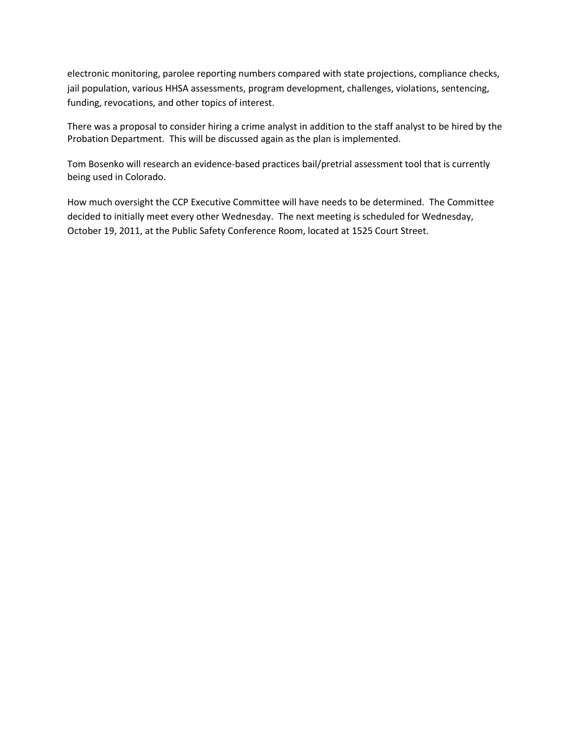electronic monitoring, parolee reporting numbers compared with state projections, compliance checks, jail population, various HHSA assessments, program development, challenges, violations, sentencing, funding, revocations, and other topics of interest.

There was a proposal to consider hiring a crime analyst in addition to the staff analyst to be hired by the Probation Department. This will be discussed again as the plan is implemented.

Tom Bosenko will research an evidence-based practices bail/pretrial assessment tool that is currently being used in Colorado.

How much oversight the CCP Executive Committee will have needs to be determined. The Committee decided to initially meet every other Wednesday. The next meeting is scheduled for Wednesday, October 19, 2011, at the Public Safety Conference Room, located at 1525 Court Street.